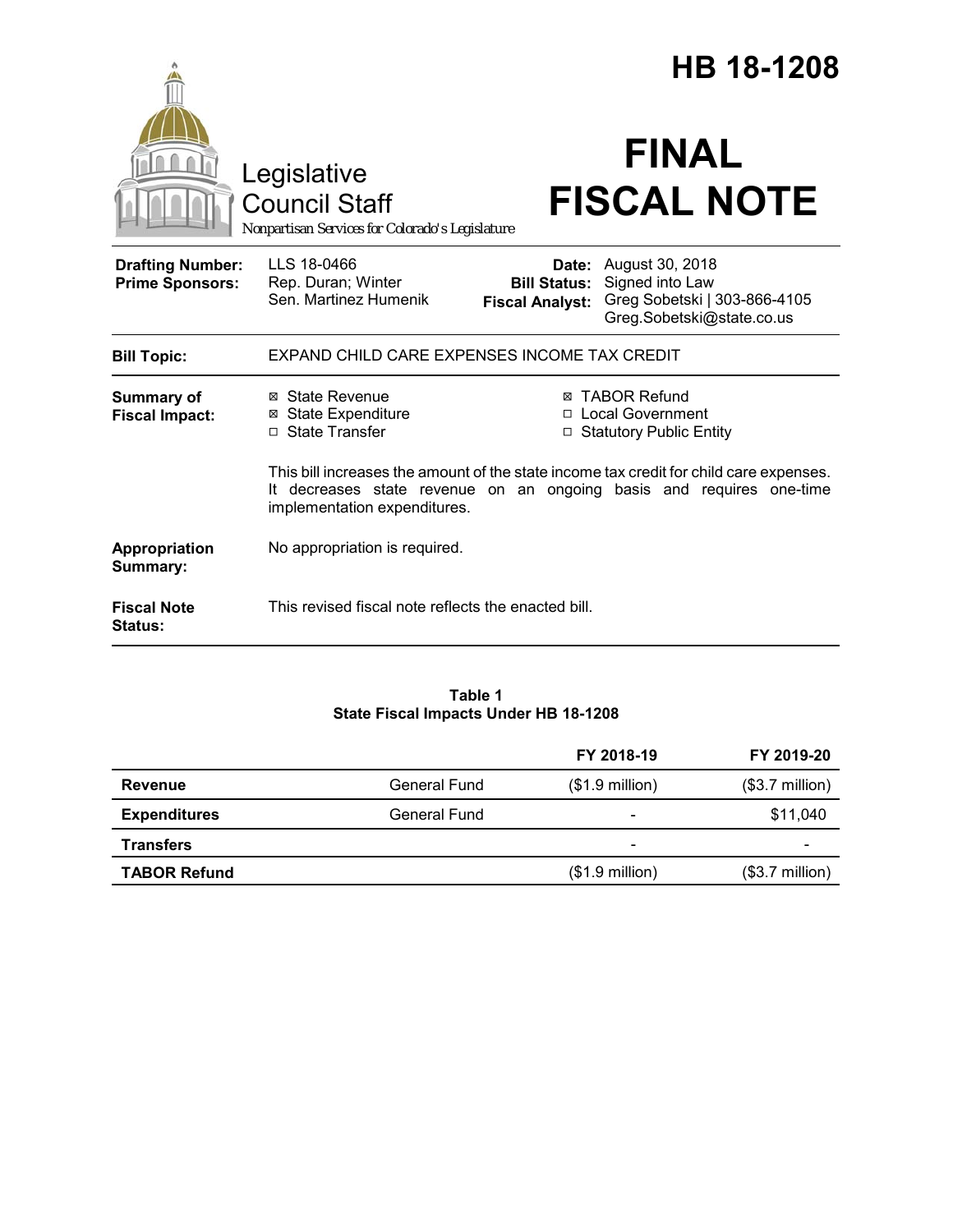# HB 18-1208

Legislative Council Staff

*Nonpartisan Services for Colorado's Legislature*

# FINAL FISCAL NOTE

| | | | |
|---|---|---|---|
| **Drafting Number:** | LLS 18-0466 | **Date:** | August 30, 2018 |
| **Prime Sponsors:** | Rep. Duran; Winter | **Bill Status:** | Signed into Law |
| | Sen. Martinez Humenik | **Fiscal Analyst:** | Greg Sobetski \| 303-866-4105 |
| | | | Greg.Sobetski@state.co.us |

**Bill Topic:** EXPAND CHILD CARE EXPENSES INCOME TAX CREDIT

**Summary of Fiscal Impact:**

- ☒ State Revenue
- ☒ State Expenditure
- ☐ State Transfer
- ☒ TABOR Refund
- ☐ Local Government
- ☐ Statutory Public Entity

This bill increases the amount of the state income tax credit for child care expenses. It decreases state revenue on an ongoing basis and requires one-time implementation expenditures.

**Appropriation Summary:** No appropriation is required.

**Fiscal Note Status:** This revised fiscal note reflects the enacted bill.

**Table 1**
**State Fiscal Impacts Under HB 18-1208**

| | | FY 2018-19 | FY 2019-20 |
|---|---|---|---|
| **Revenue** | General Fund | ($1.9 million) | ($3.7 million) |
| **Expenditures** | General Fund | - | $11,040 |
| **Transfers** | | - | - |
| **TABOR Refund** | | ($1.9 million) | ($3.7 million) |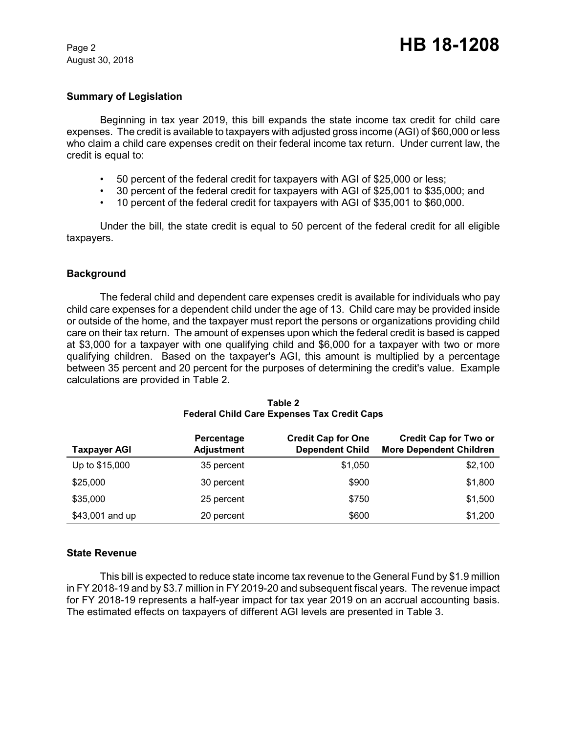### Summary of Legislation

Beginning in tax year 2019, this bill expands the state income tax credit for child care expenses. The credit is available to taxpayers with adjusted gross income (AGI) of $60,000 or less who claim a child care expenses credit on their federal income tax return. Under current law, the credit is equal to:

- 50 percent of the federal credit for taxpayers with AGI of $25,000 or less;
- 30 percent of the federal credit for taxpayers with AGI of $25,001 to $35,000; and
- 10 percent of the federal credit for taxpayers with AGI of $35,001 to $60,000.

Under the bill, the state credit is equal to 50 percent of the federal credit for all eligible taxpayers.

### Background

The federal child and dependent care expenses credit is available for individuals who pay child care expenses for a dependent child under the age of 13. Child care may be provided inside or outside of the home, and the taxpayer must report the persons or organizations providing child care on their tax return. The amount of expenses upon which the federal credit is based is capped at $3,000 for a taxpayer with one qualifying child and $6,000 for a taxpayer with two or more qualifying children. Based on the taxpayer's AGI, this amount is multiplied by a percentage between 35 percent and 20 percent for the purposes of determining the credit's value. Example calculations are provided in Table 2.

**Table 2**
**Federal Child Care Expenses Tax Credit Caps**

| Taxpayer AGI | Percentage Adjustment | Credit Cap for One Dependent Child | Credit Cap for Two or More Dependent Children |
|---|---|---|---|
| Up to $15,000 | 35 percent | $1,050 | $2,100 |
| $25,000 | 30 percent | $900 | $1,800 |
| $35,000 | 25 percent | $750 | $1,500 |
| $43,001 and up | 20 percent | $600 | $1,200 |

### State Revenue

This bill is expected to reduce state income tax revenue to the General Fund by $1.9 million in FY 2018-19 and by $3.7 million in FY 2019-20 and subsequent fiscal years. The revenue impact for FY 2018-19 represents a half-year impact for tax year 2019 on an accrual accounting basis. The estimated effects on taxpayers of different AGI levels are presented in Table 3.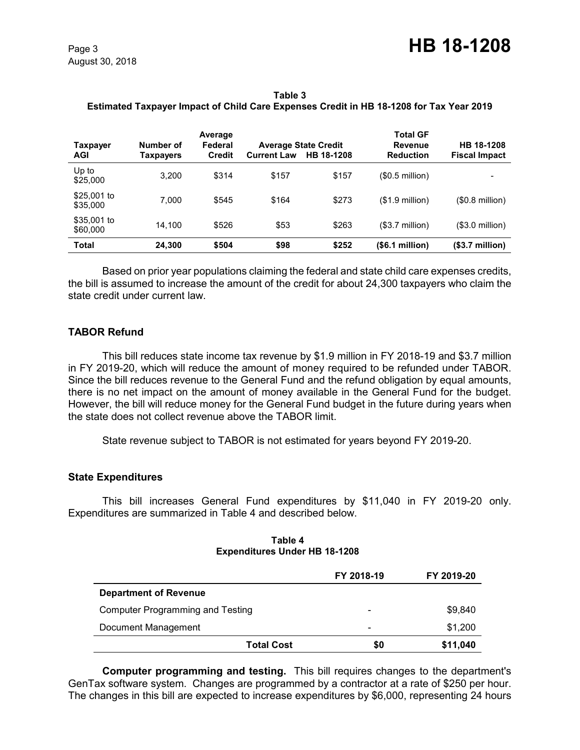**Table 3**
**Estimated Taxpayer Impact of Child Care Expenses Credit in HB 18-1208 for Tax Year 2019**

| Taxpayer AGI | Number of Taxpayers | Average Federal Credit | Average State Credit Current Law | Average State Credit HB 18-1208 | Total GF Revenue Reduction | HB 18-1208 Fiscal Impact |
|---|---|---|---|---|---|---|
| Up to $25,000 | 3,200 | $314 | $157 | $157 | ($0.5 million) | - |
| $25,001 to $35,000 | 7,000 | $545 | $164 | $273 | ($1.9 million) | ($0.8 million) |
| $35,001 to $60,000 | 14,100 | $526 | $53 | $263 | ($3.7 million) | ($3.0 million) |
| **Total** | **24,300** | **$504** | **$98** | **$252** | **($6.1 million)** | **($3.7 million)** |

Based on prior year populations claiming the federal and state child care expenses credits, the bill is assumed to increase the amount of the credit for about 24,300 taxpayers who claim the state credit under current law.

### TABOR Refund

This bill reduces state income tax revenue by $1.9 million in FY 2018-19 and $3.7 million in FY 2019-20, which will reduce the amount of money required to be refunded under TABOR. Since the bill reduces revenue to the General Fund and the refund obligation by equal amounts, there is no net impact on the amount of money available in the General Fund for the budget. However, the bill will reduce money for the General Fund budget in the future during years when the state does not collect revenue above the TABOR limit.

State revenue subject to TABOR is not estimated for years beyond FY 2019-20.

### State Expenditures

This bill increases General Fund expenditures by $11,040 in FY 2019-20 only. Expenditures are summarized in Table 4 and described below.

**Table 4**
**Expenditures Under HB 18-1208**

| | FY 2018-19 | FY 2019-20 |
|---|---|---|
| **Department of Revenue** | | |
| Computer Programming and Testing | - | $9,840 |
| Document Management | - | $1,200 |
| **Total Cost** | **$0** | **$11,040** |

**Computer programming and testing.** This bill requires changes to the department's GenTax software system. Changes are programmed by a contractor at a rate of $250 per hour. The changes in this bill are expected to increase expenditures by $6,000, representing 24 hours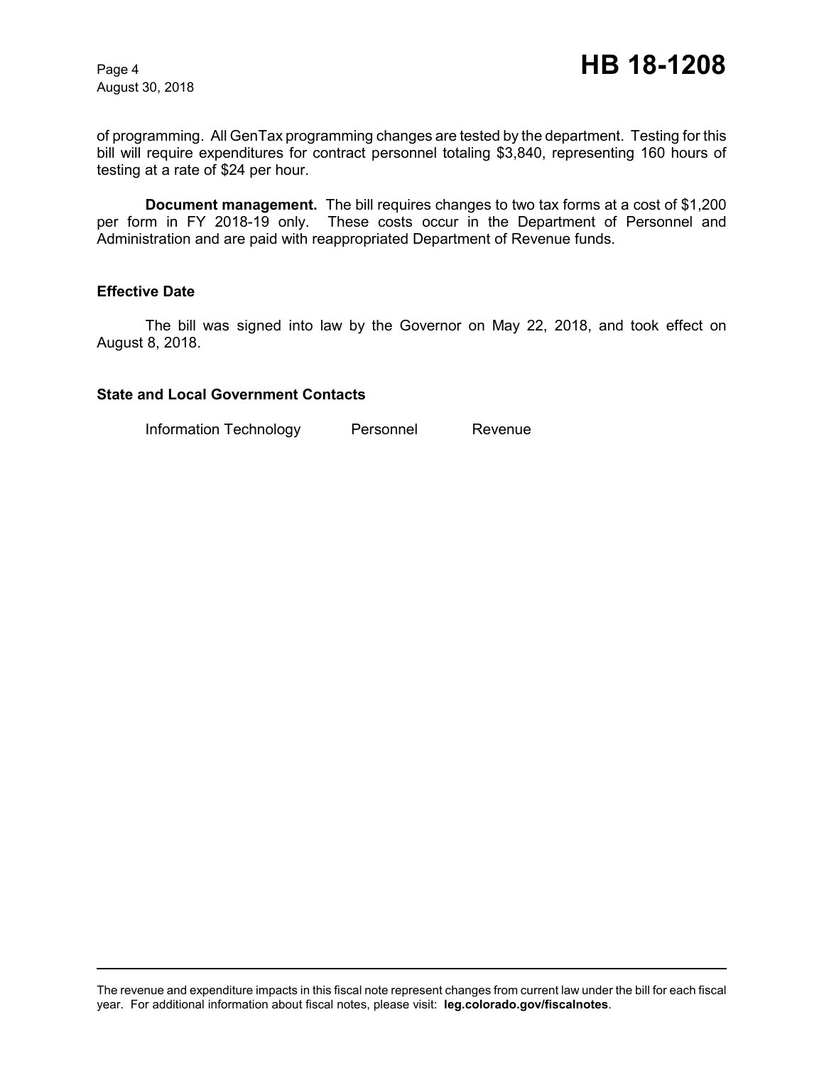of programming. All GenTax programming changes are tested by the department. Testing for this bill will require expenditures for contract personnel totaling $3,840, representing 160 hours of testing at a rate of $24 per hour.

**Document management.** The bill requires changes to two tax forms at a cost of $1,200 per form in FY 2018-19 only. These costs occur in the Department of Personnel and Administration and are paid with reappropriated Department of Revenue funds.

### Effective Date

The bill was signed into law by the Governor on May 22, 2018, and took effect on August 8, 2018.

### State and Local Government Contacts

Information Technology    Personnel    Revenue

The revenue and expenditure impacts in this fiscal note represent changes from current law under the bill for each fiscal year. For additional information about fiscal notes, please visit: **leg.colorado.gov/fiscalnotes**.